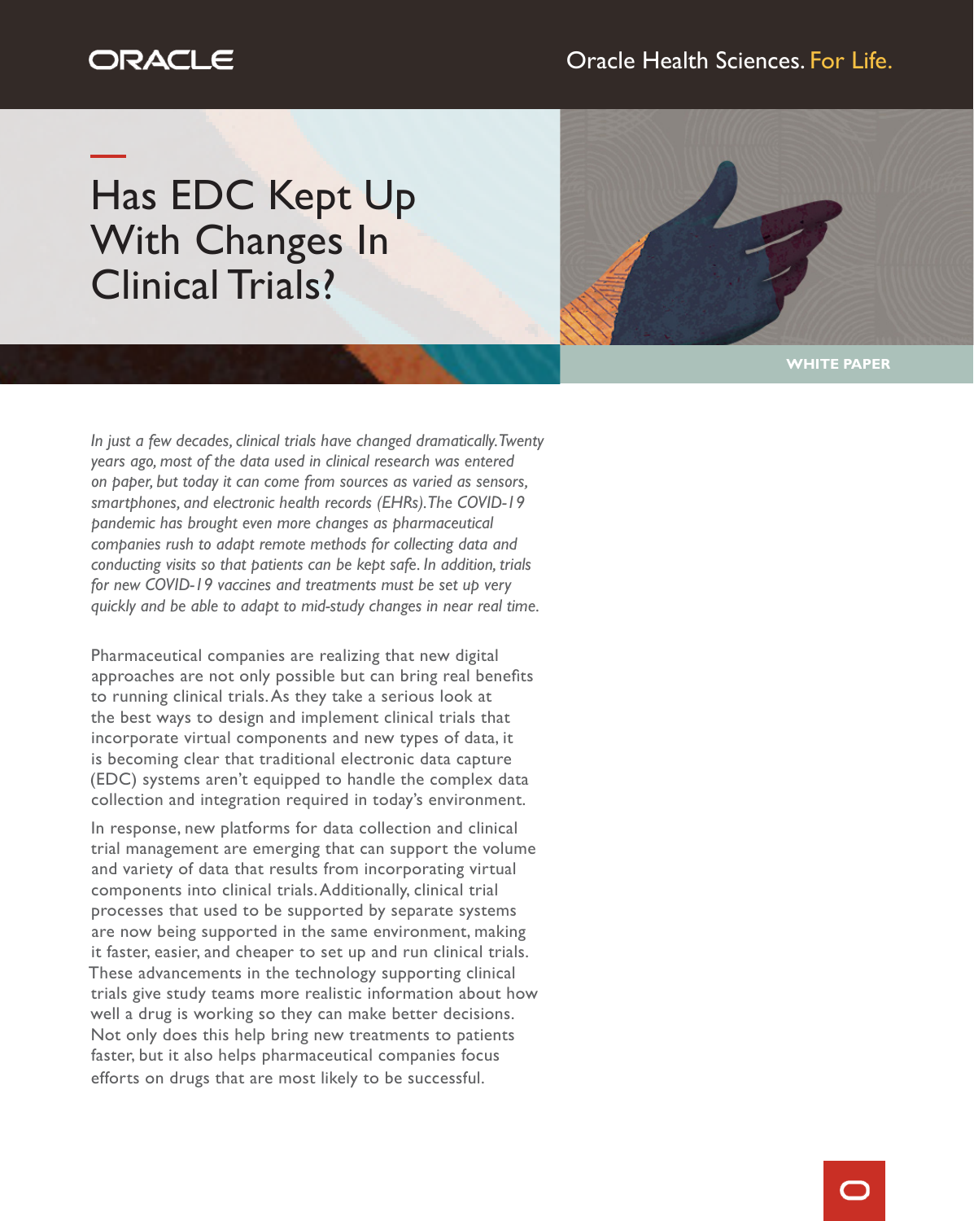ORACLE

Oracle Health Sciences. For Life.

# Has EDC Kept Up With Changes In Clinical Trials?

WHITE PAPER

*In just a few decades, clinical trials have changed dramatically. Twenty years ago, most of the data used in clinical research was entered on paper, but today it can come from sources as varied as sensors, smartphones, and electronic health records (EHRs). The COVID-19 pandemic has brought even more changes as pharmaceutical companies rush to adapt remote methods for collecting data and conducting visits so that patients can be kept safe. In addition, trials for new COVID-19 vaccines and treatments must be set up very quickly and be able to adapt to mid-study changes in near real time.*

Pharmaceutical companies are realizing that new digital approaches are not only possible but can bring real benefits to running clinical trials. As they take a serious look at the best ways to design and implement clinical trials that incorporate virtual components and new types of data, it is becoming clear that traditional electronic data capture (EDC) systems aren't equipped to handle the complex data collection and integration required in today's environment.

In response, new platforms for data collection and clinical trial management are emerging that can support the volume and variety of data that results from incorporating virtual components into clinical trials. Additionally, clinical trial processes that used to be supported by separate systems are now being supported in the same environment, making it faster, easier, and cheaper to set up and run clinical trials. These advancements in the technology supporting clinical trials give study teams more realistic information about how well a drug is working so they can make better decisions. Not only does this help bring new treatments to patients faster, but it also helps pharmaceutical companies focus efforts on drugs that are most likely to be successful.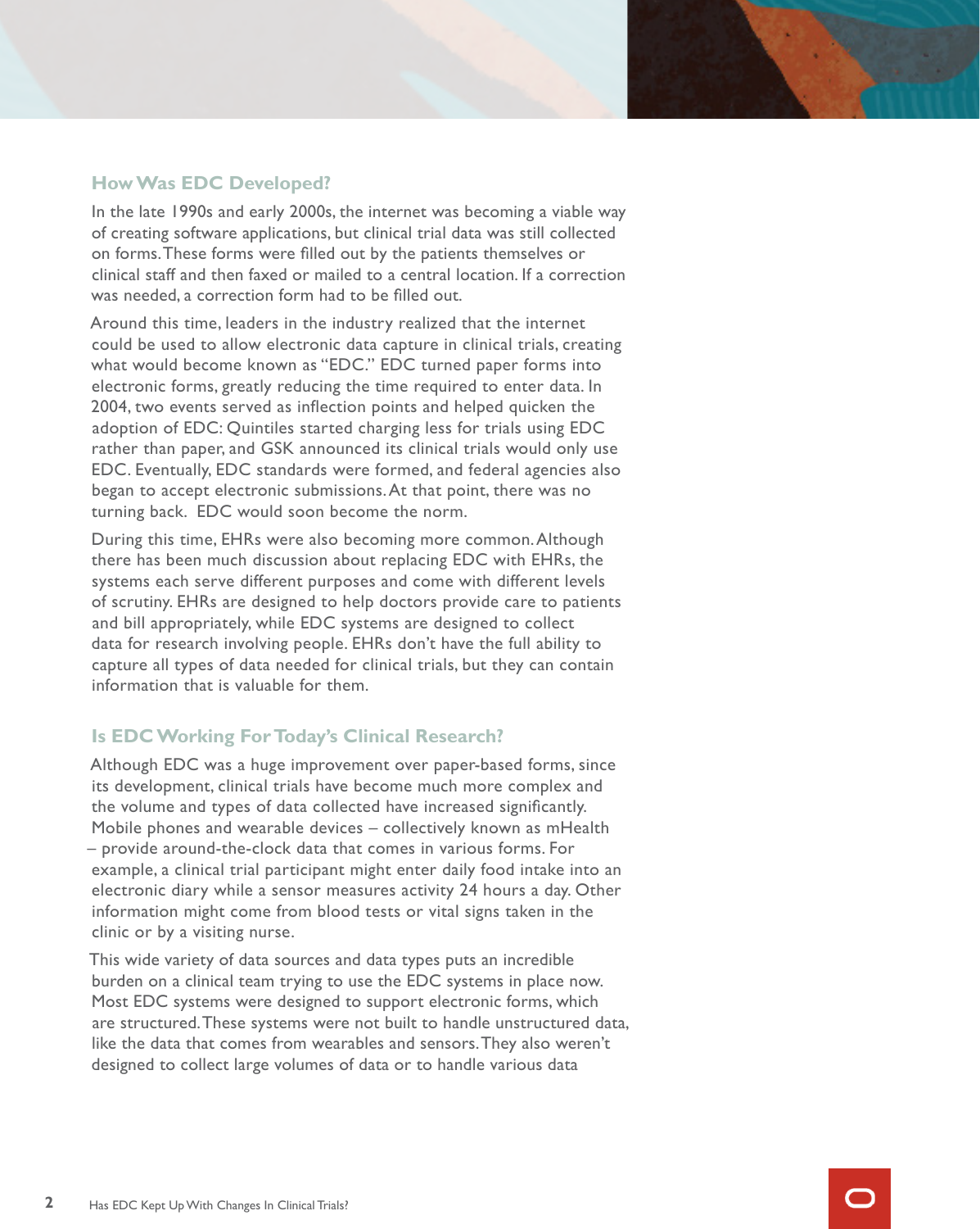## How Was EDC Developed?

In the late 1990s and early 2000s, the internet was becoming a viable way of creating software applications, but clinical trial data was still collected on forms. These forms were filled out by the patients themselves or clinical staff and then faxed or mailed to a central location. If a correction was needed, a correction form had to be filled out.

Around this time, leaders in the industry realized that the internet could be used to allow electronic data capture in clinical trials, creating what would become known as "EDC." EDC turned paper forms into electronic forms, greatly reducing the time required to enter data. In 2004, two events served as inflection points and helped quicken the adoption of EDC: Quintiles started charging less for trials using EDC rather than paper, and GSK announced its clinical trials would only use EDC. Eventually, EDC standards were formed, and federal agencies also began to accept electronic submissions. At that point, there was no turning back. EDC would soon become the norm.

During this time, EHRs were also becoming more common. Although there has been much discussion about replacing EDC with EHRs, the systems each serve different purposes and come with different levels of scrutiny. EHRs are designed to help doctors provide care to patients and bill appropriately, while EDC systems are designed to collect data for research involving people. EHRs don't have the full ability to capture all types of data needed for clinical trials, but they can contain information that is valuable for them.

## Is EDC Working For Today's Clinical Research?

Although EDC was a huge improvement over paper-based forms, since its development, clinical trials have become much more complex and the volume and types of data collected have increased significantly. Mobile phones and wearable devices – collectively known as mHealth – provide around-the-clock data that comes in various forms. For example, a clinical trial participant might enter daily food intake into an electronic diary while a sensor measures activity 24 hours a day. Other information might come from blood tests or vital signs taken in the clinic or by a visiting nurse.

This wide variety of data sources and data types puts an incredible burden on a clinical team trying to use the EDC systems in place now. Most EDC systems were designed to support electronic forms, which are structured. These systems were not built to handle unstructured data, like the data that comes from wearables and sensors. They also weren't designed to collect large volumes of data or to handle various data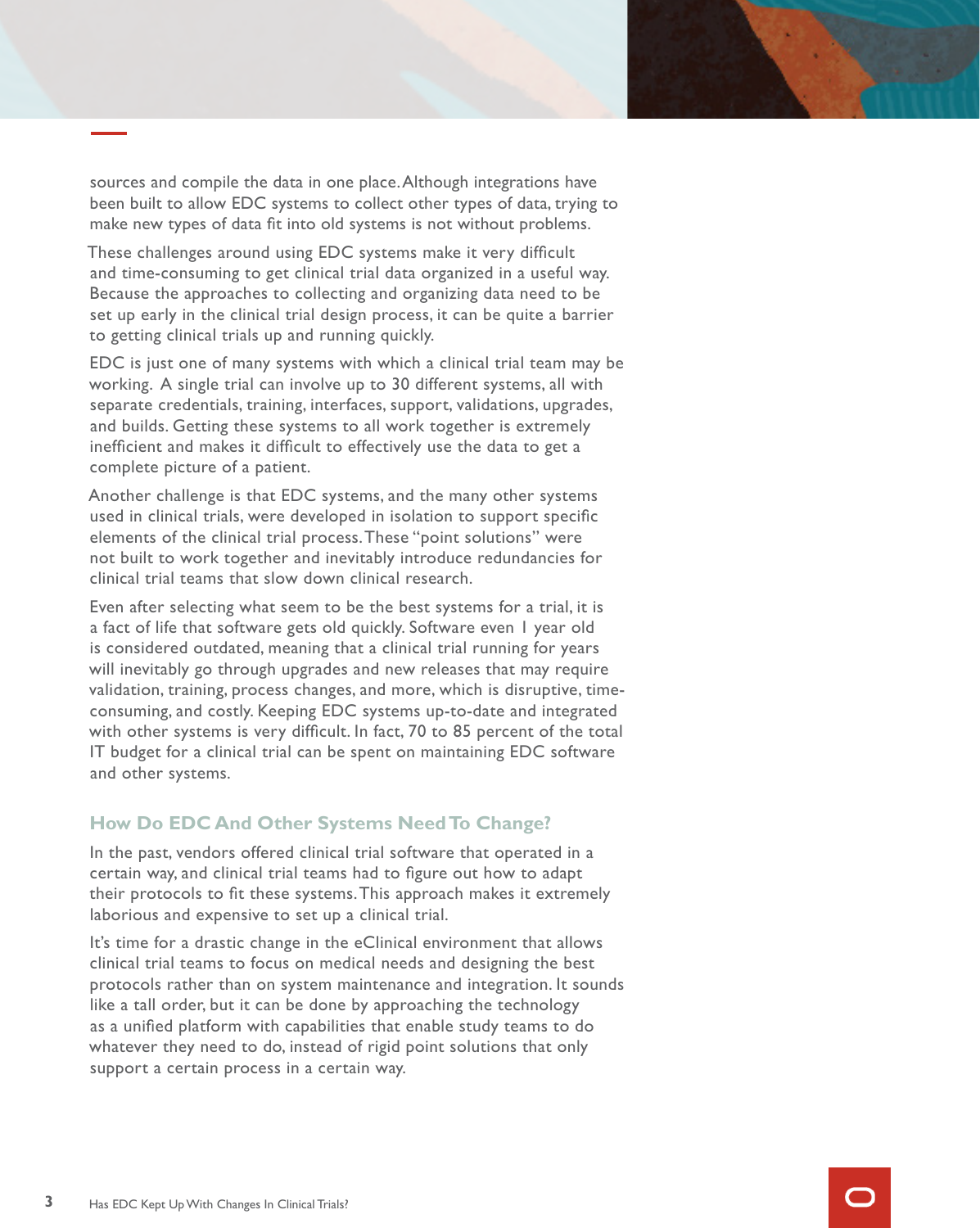sources and compile the data in one place. Although integrations have been built to allow EDC systems to collect other types of data, trying to make new types of data fit into old systems is not without problems.

These challenges around using EDC systems make it very difficult and time-consuming to get clinical trial data organized in a useful way. Because the approaches to collecting and organizing data need to be set up early in the clinical trial design process, it can be quite a barrier to getting clinical trials up and running quickly.

EDC is just one of many systems with which a clinical trial team may be working. A single trial can involve up to 30 different systems, all with separate credentials, training, interfaces, support, validations, upgrades, and builds. Getting these systems to all work together is extremely inefficient and makes it difficult to effectively use the data to get a complete picture of a patient.

Another challenge is that EDC systems, and the many other systems used in clinical trials, were developed in isolation to support specific elements of the clinical trial process. These "point solutions" were not built to work together and inevitably introduce redundancies for clinical trial teams that slow down clinical research.

Even after selecting what seem to be the best systems for a trial, it is a fact of life that software gets old quickly. Software even 1 year old is considered outdated, meaning that a clinical trial running for years will inevitably go through upgrades and new releases that may require validation, training, process changes, and more, which is disruptive, time-consuming, and costly. Keeping EDC systems up-to-date and integrated with other systems is very difficult. In fact, 70 to 85 percent of the total IT budget for a clinical trial can be spent on maintaining EDC software and other systems.

## How Do EDC And Other Systems Need To Change?

In the past, vendors offered clinical trial software that operated in a certain way, and clinical trial teams had to figure out how to adapt their protocols to fit these systems. This approach makes it extremely laborious and expensive to set up a clinical trial.

It's time for a drastic change in the eClinical environment that allows clinical trial teams to focus on medical needs and designing the best protocols rather than on system maintenance and integration. It sounds like a tall order, but it can be done by approaching the technology as a unified platform with capabilities that enable study teams to do whatever they need to do, instead of rigid point solutions that only support a certain process in a certain way.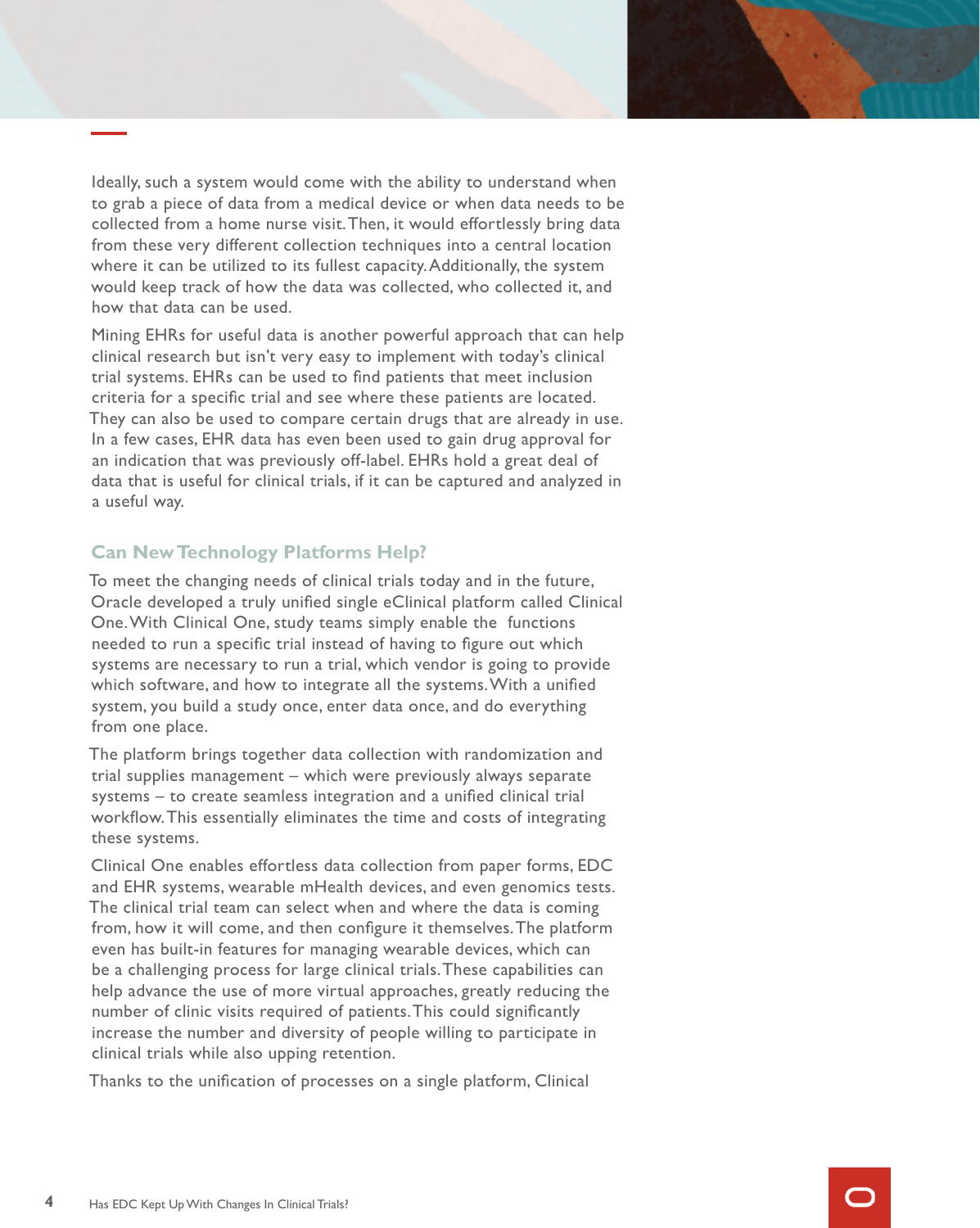Ideally, such a system would come with the ability to understand when to grab a piece of data from a medical device or when data needs to be collected from a home nurse visit. Then, it would effortlessly bring data from these very different collection techniques into a central location where it can be utilized to its fullest capacity. Additionally, the system would keep track of how the data was collected, who collected it, and how that data can be used.

Mining EHRs for useful data is another powerful approach that can help clinical research but isn't very easy to implement with today's clinical trial systems. EHRs can be used to find patients that meet inclusion criteria for a specific trial and see where these patients are located. They can also be used to compare certain drugs that are already in use. In a few cases, EHR data has even been used to gain drug approval for an indication that was previously off-label. EHRs hold a great deal of data that is useful for clinical trials, if it can be captured and analyzed in a useful way.

## Can New Technology Platforms Help?

To meet the changing needs of clinical trials today and in the future, Oracle developed a truly unified single eClinical platform called Clinical One. With Clinical One, study teams simply enable the functions needed to run a specific trial instead of having to figure out which systems are necessary to run a trial, which vendor is going to provide which software, and how to integrate all the systems. With a unified system, you build a study once, enter data once, and do everything from one place.

The platform brings together data collection with randomization and trial supplies management – which were previously always separate systems – to create seamless integration and a unified clinical trial workflow. This essentially eliminates the time and costs of integrating these systems.

Clinical One enables effortless data collection from paper forms, EDC and EHR systems, wearable mHealth devices, and even genomics tests. The clinical trial team can select when and where the data is coming from, how it will come, and then configure it themselves. The platform even has built-in features for managing wearable devices, which can be a challenging process for large clinical trials. These capabilities can help advance the use of more virtual approaches, greatly reducing the number of clinic visits required of patients. This could significantly increase the number and diversity of people willing to participate in clinical trials while also upping retention.

Thanks to the unification of processes on a single platform, Clinical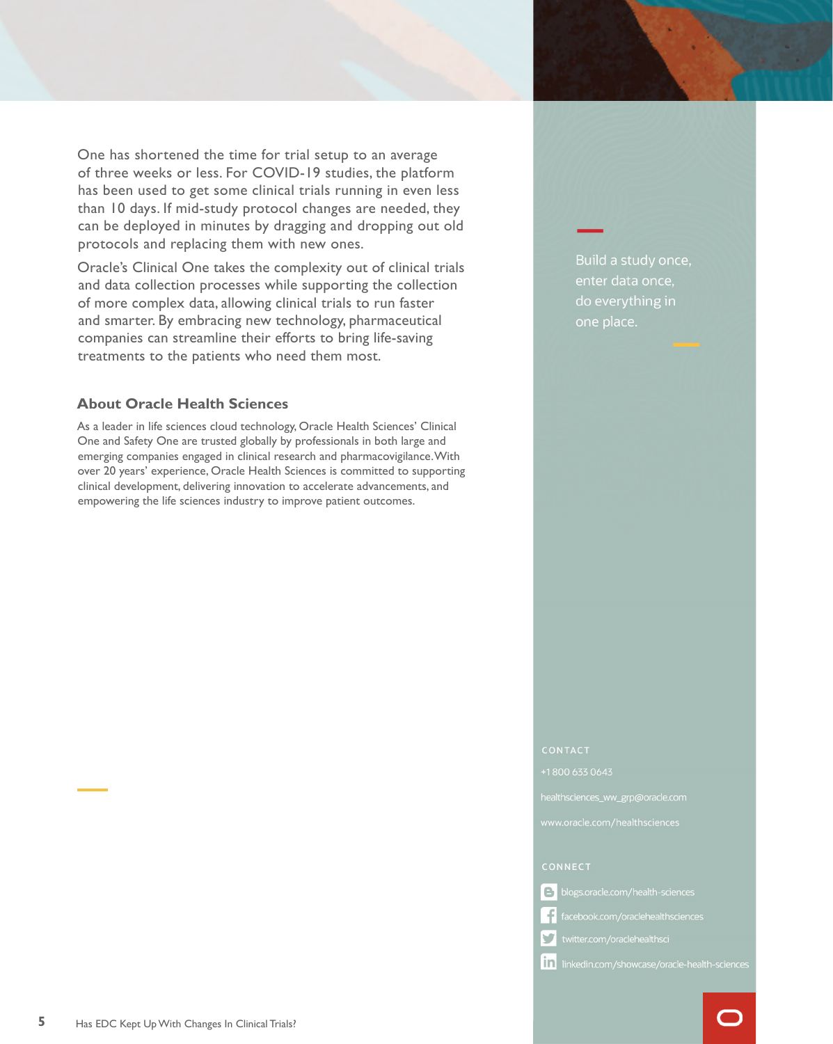One has shortened the time for trial setup to an average of three weeks or less. For COVID-19 studies, the platform has been used to get some clinical trials running in even less than 10 days. If mid-study protocol changes are needed, they can be deployed in minutes by dragging and dropping out old protocols and replacing them with new ones.

Oracle's Clinical One takes the complexity out of clinical trials and data collection processes while supporting the collection of more complex data, allowing clinical trials to run faster and smarter. By embracing new technology, pharmaceutical companies can streamline their efforts to bring life-saving treatments to the patients who need them most.

## About Oracle Health Sciences

As a leader in life sciences cloud technology, Oracle Health Sciences' Clinical One and Safety One are trusted globally by professionals in both large and emerging companies engaged in clinical research and pharmacovigilance. With over 20 years' experience, Oracle Health Sciences is committed to supporting clinical development, delivering innovation to accelerate advancements, and empowering the life sciences industry to improve patient outcomes.

Build a study once, enter data once, do everything in one place.

CONTACT

+1 800 633 0643

healthsciences_ww_grp@oracle.com

www.oracle.com/healthsciences

CONNECT

blogs.oracle.com/health-sciences

facebook.com/oraclehealthsciences

twitter.com/oraclehealthsci

linkedin.com/showcase/oracle-health-sciences